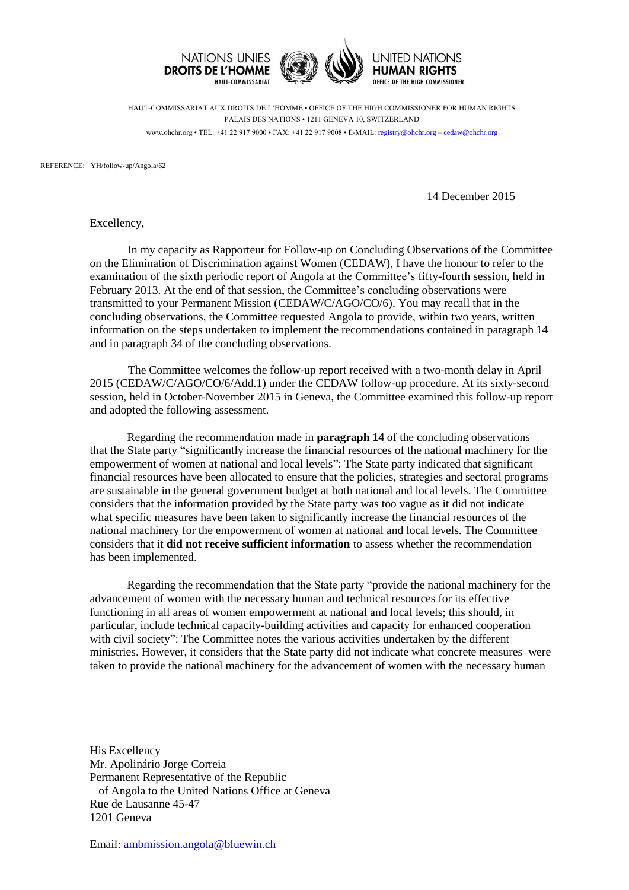NATIONS UNIES
**DROITS DE L'HOMME**
HAUT-COMMISSARIAT

UNITED NATIONS
**HUMAN RIGHTS**
OFFICE OF THE HIGH COMMISSIONER

HAUT-COMMISSARIAT AUX DROITS DE L'HOMME • OFFICE OF THE HIGH COMMISSIONER FOR HUMAN RIGHTS
PALAIS DES NATIONS • 1211 GENEVA 10, SWITZERLAND
www.ohchr.org • TEL: +41 22 917 9000 • FAX: +41 22 917 9008 • E-MAIL: registry@ohchr.org – cedaw@ohchr.org

REFERENCE: YH/follow-up/Angola/62

14 December 2015

Excellency,

In my capacity as Rapporteur for Follow-up on Concluding Observations of the Committee on the Elimination of Discrimination against Women (CEDAW), I have the honour to refer to the examination of the sixth periodic report of Angola at the Committee's fifty-fourth session, held in February 2013. At the end of that session, the Committee's concluding observations were transmitted to your Permanent Mission (CEDAW/C/AGO/CO/6). You may recall that in the concluding observations, the Committee requested Angola to provide, within two years, written information on the steps undertaken to implement the recommendations contained in paragraph 14 and in paragraph 34 of the concluding observations.

The Committee welcomes the follow-up report received with a two-month delay in April 2015 (CEDAW/C/AGO/CO/6/Add.1) under the CEDAW follow-up procedure. At its sixty-second session, held in October-November 2015 in Geneva, the Committee examined this follow-up report and adopted the following assessment.

Regarding the recommendation made in **paragraph 14** of the concluding observations that the State party "significantly increase the financial resources of the national machinery for the empowerment of women at national and local levels": The State party indicated that significant financial resources have been allocated to ensure that the policies, strategies and sectoral programs are sustainable in the general government budget at both national and local levels. The Committee considers that the information provided by the State party was too vague as it did not indicate what specific measures have been taken to significantly increase the financial resources of the national machinery for the empowerment of women at national and local levels. The Committee considers that it **did not receive sufficient information** to assess whether the recommendation has been implemented.

Regarding the recommendation that the State party "provide the national machinery for the advancement of women with the necessary human and technical resources for its effective functioning in all areas of women empowerment at national and local levels; this should, in particular, include technical capacity-building activities and capacity for enhanced cooperation with civil society": The Committee notes the various activities undertaken by the different ministries. However, it considers that the State party did not indicate what concrete measures were taken to provide the national machinery for the advancement of women with the necessary human

His Excellency
Mr. Apolinário Jorge Correia
Permanent Representative of the Republic
of Angola to the United Nations Office at Geneva
Rue de Lausanne 45-47
1201 Geneva

Email: ambmission.angola@bluewin.ch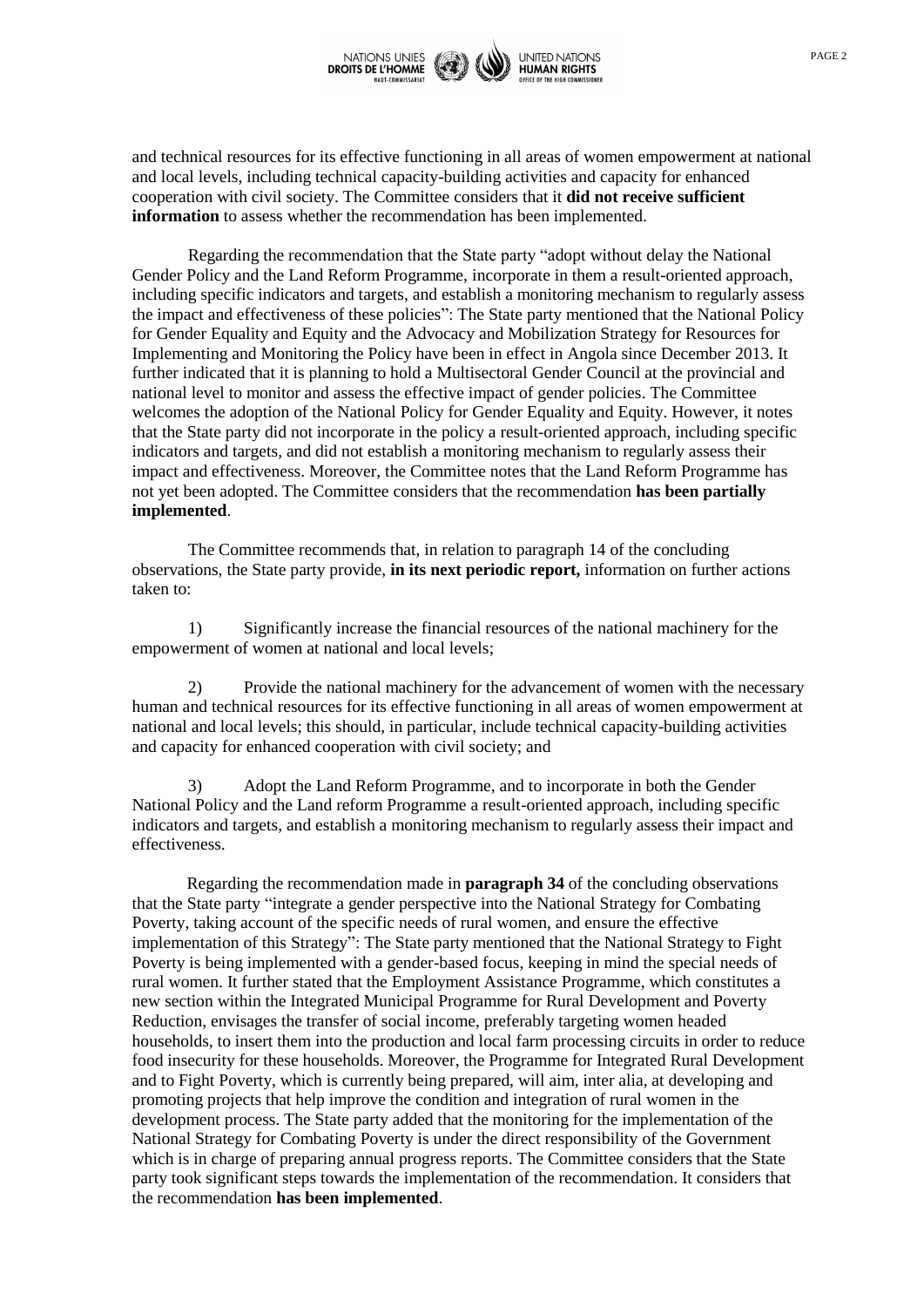and technical resources for its effective functioning in all areas of women empowerment at national and local levels, including technical capacity-building activities and capacity for enhanced cooperation with civil society. The Committee considers that it **did not receive sufficient information** to assess whether the recommendation has been implemented.

Regarding the recommendation that the State party "adopt without delay the National Gender Policy and the Land Reform Programme, incorporate in them a result-oriented approach, including specific indicators and targets, and establish a monitoring mechanism to regularly assess the impact and effectiveness of these policies": The State party mentioned that the National Policy for Gender Equality and Equity and the Advocacy and Mobilization Strategy for Resources for Implementing and Monitoring the Policy have been in effect in Angola since December 2013. It further indicated that it is planning to hold a Multisectoral Gender Council at the provincial and national level to monitor and assess the effective impact of gender policies. The Committee welcomes the adoption of the National Policy for Gender Equality and Equity. However, it notes that the State party did not incorporate in the policy a result-oriented approach, including specific indicators and targets, and did not establish a monitoring mechanism to regularly assess their impact and effectiveness. Moreover, the Committee notes that the Land Reform Programme has not yet been adopted. The Committee considers that the recommendation **has been partially implemented**.

The Committee recommends that, in relation to paragraph 14 of the concluding observations, the State party provide, **in its next periodic report,** information on further actions taken to:

1) Significantly increase the financial resources of the national machinery for the empowerment of women at national and local levels;

2) Provide the national machinery for the advancement of women with the necessary human and technical resources for its effective functioning in all areas of women empowerment at national and local levels; this should, in particular, include technical capacity-building activities and capacity for enhanced cooperation with civil society; and

3) Adopt the Land Reform Programme, and to incorporate in both the Gender National Policy and the Land reform Programme a result-oriented approach, including specific indicators and targets, and establish a monitoring mechanism to regularly assess their impact and effectiveness.

Regarding the recommendation made in **paragraph 34** of the concluding observations that the State party "integrate a gender perspective into the National Strategy for Combating Poverty, taking account of the specific needs of rural women, and ensure the effective implementation of this Strategy": The State party mentioned that the National Strategy to Fight Poverty is being implemented with a gender-based focus, keeping in mind the special needs of rural women. It further stated that the Employment Assistance Programme, which constitutes a new section within the Integrated Municipal Programme for Rural Development and Poverty Reduction, envisages the transfer of social income, preferably targeting women headed households, to insert them into the production and local farm processing circuits in order to reduce food insecurity for these households. Moreover, the Programme for Integrated Rural Development and to Fight Poverty, which is currently being prepared, will aim, inter alia, at developing and promoting projects that help improve the condition and integration of rural women in the development process. The State party added that the monitoring for the implementation of the National Strategy for Combating Poverty is under the direct responsibility of the Government which is in charge of preparing annual progress reports. The Committee considers that the State party took significant steps towards the implementation of the recommendation. It considers that the recommendation **has been implemented**.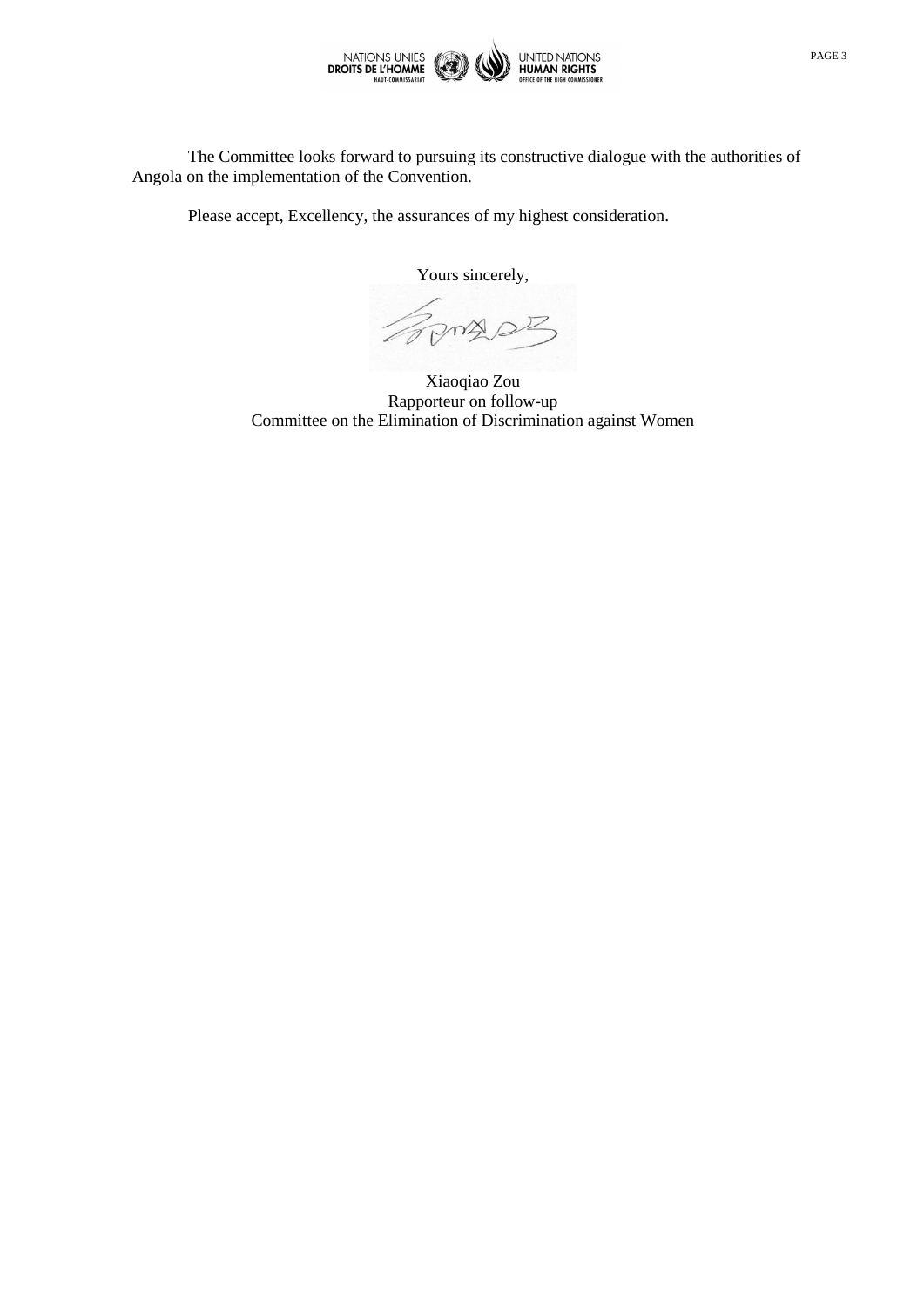The Committee looks forward to pursuing its constructive dialogue with the authorities of Angola on the implementation of the Convention.

Please accept, Excellency, the assurances of my highest consideration.

Yours sincerely,

Xiaoqiao Zou
Rapporteur on follow-up
Committee on the Elimination of Discrimination against Women